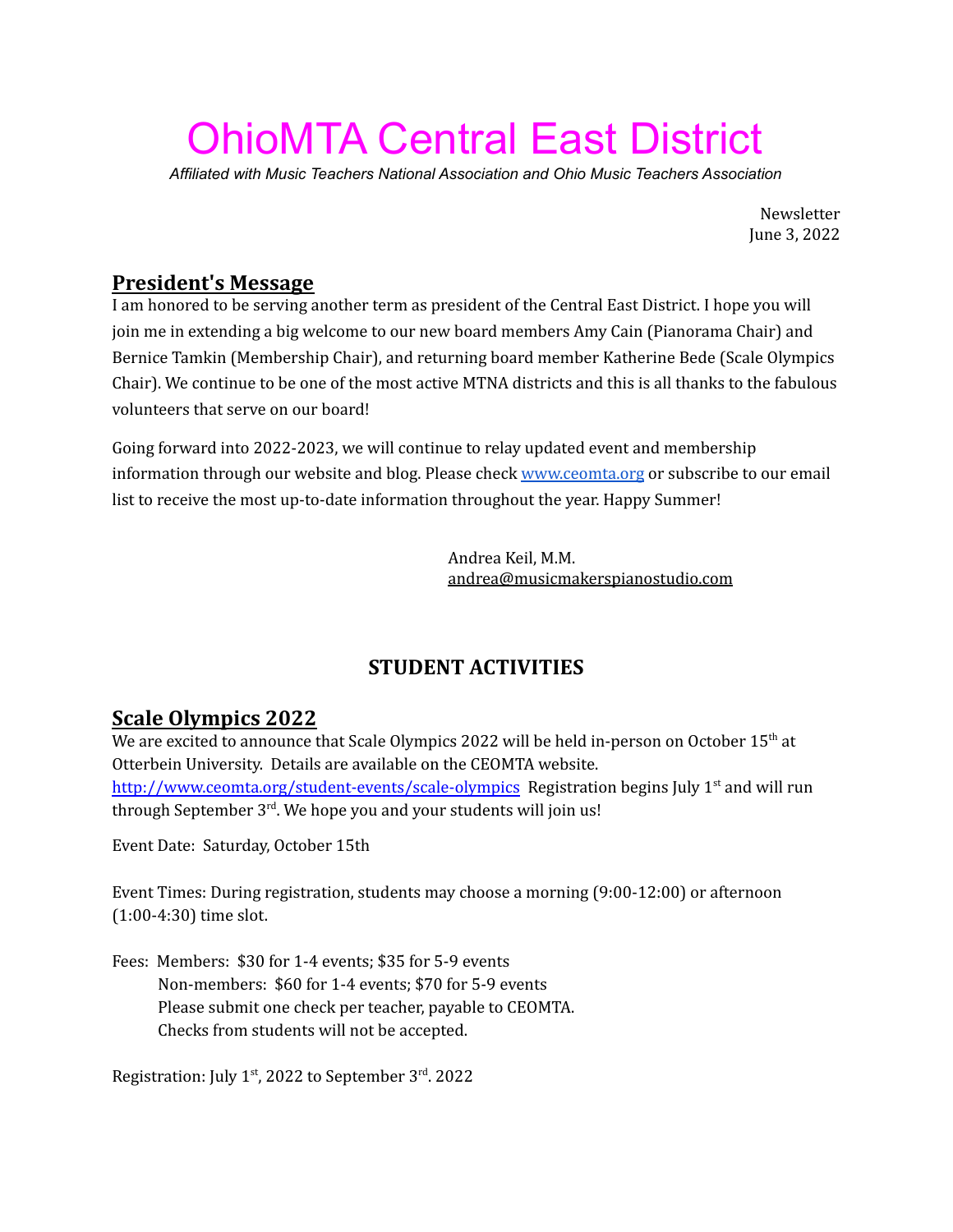# OhioMTA Central East District

*Affiliated with Music Teachers National Association and Ohio Music Teachers Association*

Newsletter
June 3, 2022

## President's Message

I am honored to be serving another term as president of the Central East District. I hope you will join me in extending a big welcome to our new board members Amy Cain (Pianorama Chair) and Bernice Tamkin (Membership Chair), and returning board member Katherine Bede (Scale Olympics Chair). We continue to be one of the most active MTNA districts and this is all thanks to the fabulous volunteers that serve on our board!

Going forward into 2022-2023, we will continue to relay updated event and membership information through our website and blog. Please check www.ceomta.org or subscribe to our email list to receive the most up-to-date information throughout the year. Happy Summer!

Andrea Keil, M.M.
andrea@musicmakerspianostudio.com

## STUDENT ACTIVITIES

## Scale Olympics 2022

We are excited to announce that Scale Olympics 2022 will be held in-person on October 15th at Otterbein University. Details are available on the CEOMTA website. http://www.ceomta.org/student-events/scale-olympics Registration begins July 1st and will run through September 3rd. We hope you and your students will join us!

Event Date: Saturday, October 15th

Event Times: During registration, students may choose a morning (9:00-12:00) or afternoon (1:00-4:30) time slot.

Fees: Members: $30 for 1-4 events; $35 for 5-9 events
Non-members: $60 for 1-4 events; $70 for 5-9 events
Please submit one check per teacher, payable to CEOMTA.
Checks from students will not be accepted.

Registration: July 1st, 2022 to September 3rd. 2022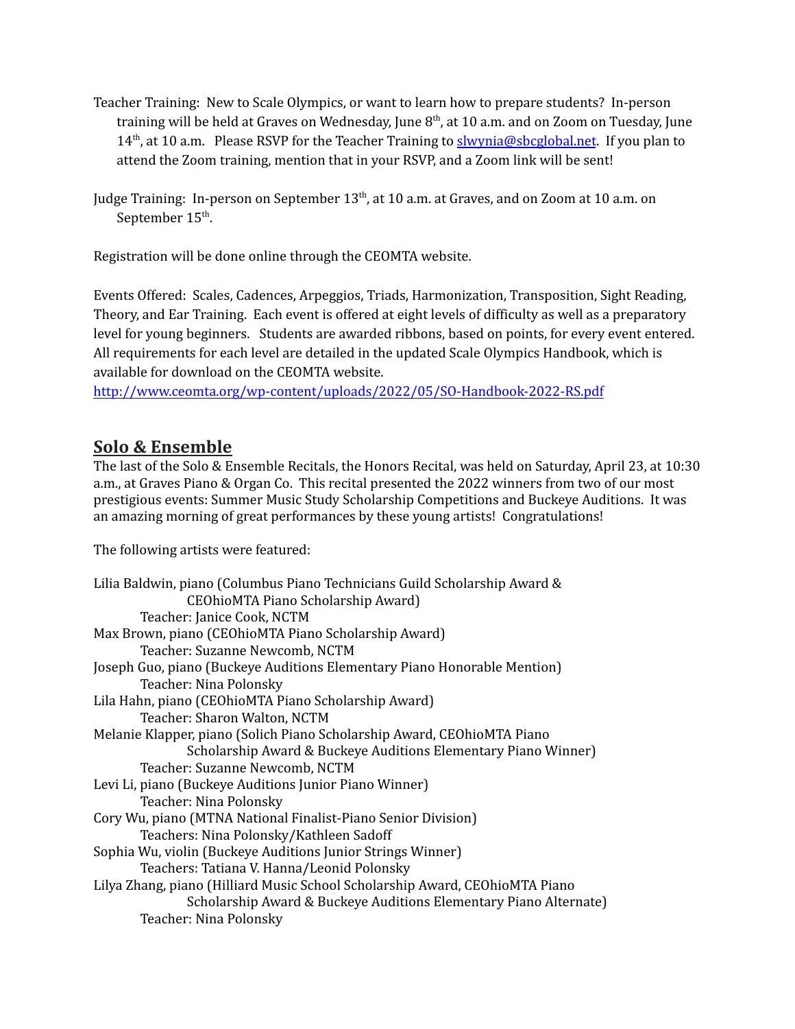Teacher Training: New to Scale Olympics, or want to learn how to prepare students? In-person training will be held at Graves on Wednesday, June 8th, at 10 a.m. and on Zoom on Tuesday, June 14th, at 10 a.m. Please RSVP for the Teacher Training to slwynia@sbcglobal.net. If you plan to attend the Zoom training, mention that in your RSVP, and a Zoom link will be sent!

Judge Training: In-person on September 13th, at 10 a.m. at Graves, and on Zoom at 10 a.m. on September 15th.

Registration will be done online through the CEOMTA website.

Events Offered: Scales, Cadences, Arpeggios, Triads, Harmonization, Transposition, Sight Reading, Theory, and Ear Training. Each event is offered at eight levels of difficulty as well as a preparatory level for young beginners. Students are awarded ribbons, based on points, for every event entered. All requirements for each level are detailed in the updated Scale Olympics Handbook, which is available for download on the CEOMTA website.
http://www.ceomta.org/wp-content/uploads/2022/05/SO-Handbook-2022-RS.pdf

## Solo & Ensemble

The last of the Solo & Ensemble Recitals, the Honors Recital, was held on Saturday, April 23, at 10:30 a.m., at Graves Piano & Organ Co. This recital presented the 2022 winners from two of our most prestigious events: Summer Music Study Scholarship Competitions and Buckeye Auditions. It was an amazing morning of great performances by these young artists! Congratulations!

The following artists were featured:

Lilia Baldwin, piano (Columbus Piano Technicians Guild Scholarship Award & CEOhioMTA Piano Scholarship Award)
    Teacher: Janice Cook, NCTM
Max Brown, piano (CEOhioMTA Piano Scholarship Award)
    Teacher: Suzanne Newcomb, NCTM
Joseph Guo, piano (Buckeye Auditions Elementary Piano Honorable Mention)
    Teacher: Nina Polonsky
Lila Hahn, piano (CEOhioMTA Piano Scholarship Award)
    Teacher: Sharon Walton, NCTM
Melanie Klapper, piano (Solich Piano Scholarship Award, CEOhioMTA Piano Scholarship Award & Buckeye Auditions Elementary Piano Winner)
    Teacher: Suzanne Newcomb, NCTM
Levi Li, piano (Buckeye Auditions Junior Piano Winner)
    Teacher: Nina Polonsky
Cory Wu, piano (MTNA National Finalist-Piano Senior Division)
    Teachers: Nina Polonsky/Kathleen Sadoff
Sophia Wu, violin (Buckeye Auditions Junior Strings Winner)
    Teachers: Tatiana V. Hanna/Leonid Polonsky
Lilya Zhang, piano (Hilliard Music School Scholarship Award, CEOhioMTA Piano Scholarship Award & Buckeye Auditions Elementary Piano Alternate)
    Teacher: Nina Polonsky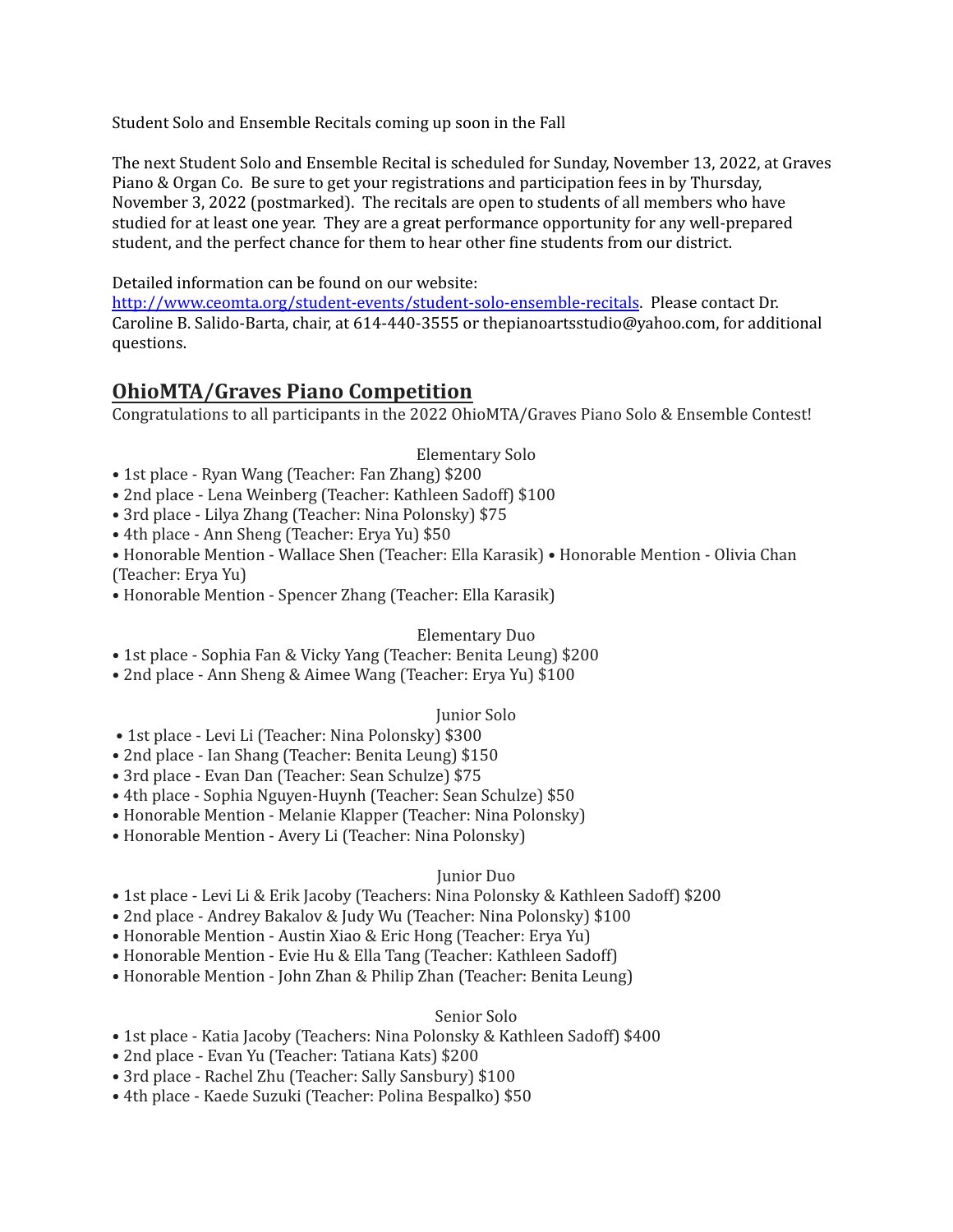Student Solo and Ensemble Recitals coming up soon in the Fall

The next Student Solo and Ensemble Recital is scheduled for Sunday, November 13, 2022, at Graves Piano & Organ Co. Be sure to get your registrations and participation fees in by Thursday, November 3, 2022 (postmarked). The recitals are open to students of all members who have studied for at least one year. They are a great performance opportunity for any well-prepared student, and the perfect chance for them to hear other fine students from our district.

Detailed information can be found on our website: [http://www.ceomta.org/student-events/student-solo-ensemble-recitals](http://www.ceomta.org/student-events/student-solo-ensemble-recitals). Please contact Dr. Caroline B. Salido-Barta, chair, at 614-440-3555 or thepianoartsstudio@yahoo.com, for additional questions.

## OhioMTA/Graves Piano Competition

Congratulations to all participants in the 2022 OhioMTA/Graves Piano Solo & Ensemble Contest!

Elementary Solo

- 1st place - Ryan Wang (Teacher: Fan Zhang) $200
- 2nd place - Lena Weinberg (Teacher: Kathleen Sadoff) $100
- 3rd place - Lilya Zhang (Teacher: Nina Polonsky) $75
- 4th place - Ann Sheng (Teacher: Erya Yu) $50
- Honorable Mention - Wallace Shen (Teacher: Ella Karasik)
- Honorable Mention - Olivia Chan (Teacher: Erya Yu)
- Honorable Mention - Spencer Zhang (Teacher: Ella Karasik)

Elementary Duo

- 1st place - Sophia Fan & Vicky Yang (Teacher: Benita Leung) $200
- 2nd place - Ann Sheng & Aimee Wang (Teacher: Erya Yu) $100

Junior Solo

- 1st place - Levi Li (Teacher: Nina Polonsky) $300
- 2nd place - Ian Shang (Teacher: Benita Leung) $150
- 3rd place - Evan Dan (Teacher: Sean Schulze) $75
- 4th place - Sophia Nguyen-Huynh (Teacher: Sean Schulze) $50
- Honorable Mention - Melanie Klapper (Teacher: Nina Polonsky)
- Honorable Mention - Avery Li (Teacher: Nina Polonsky)

Junior Duo

- 1st place - Levi Li & Erik Jacoby (Teachers: Nina Polonsky & Kathleen Sadoff) $200
- 2nd place - Andrey Bakalov & Judy Wu (Teacher: Nina Polonsky) $100
- Honorable Mention - Austin Xiao & Eric Hong (Teacher: Erya Yu)
- Honorable Mention - Evie Hu & Ella Tang (Teacher: Kathleen Sadoff)
- Honorable Mention - John Zhan & Philip Zhan (Teacher: Benita Leung)

Senior Solo

- 1st place - Katia Jacoby (Teachers: Nina Polonsky & Kathleen Sadoff) $400
- 2nd place - Evan Yu (Teacher: Tatiana Kats) $200
- 3rd place - Rachel Zhu (Teacher: Sally Sansbury) $100
- 4th place - Kaede Suzuki (Teacher: Polina Bespalko) $50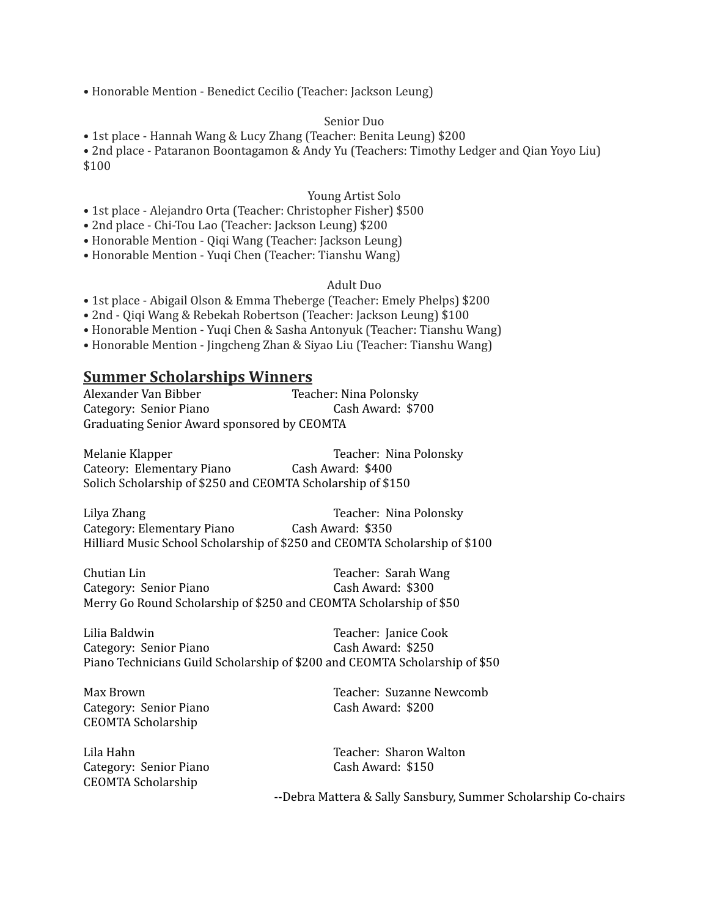• Honorable Mention - Benedict Cecilio (Teacher: Jackson Leung)

Senior Duo

• 1st place - Hannah Wang & Lucy Zhang (Teacher: Benita Leung) $200
• 2nd place - Pataranon Boontagamon & Andy Yu (Teachers: Timothy Ledger and Qian Yoyo Liu) $100

Young Artist Solo

• 1st place - Alejandro Orta (Teacher: Christopher Fisher) $500
• 2nd place - Chi-Tou Lao (Teacher: Jackson Leung) $200
• Honorable Mention - Qiqi Wang (Teacher: Jackson Leung)
• Honorable Mention - Yuqi Chen (Teacher: Tianshu Wang)

Adult Duo

• 1st place - Abigail Olson & Emma Theberge (Teacher: Emely Phelps) $200
• 2nd - Qiqi Wang & Rebekah Robertson (Teacher: Jackson Leung) $100
• Honorable Mention - Yuqi Chen & Sasha Antonyuk (Teacher: Tianshu Wang)
• Honorable Mention - Jingcheng Zhan & Siyao Liu (Teacher: Tianshu Wang)

## **Summer Scholarships Winners**

Alexander Van Bibber — Teacher: Nina Polonsky
Category: Senior Piano — Cash Award: $700
Graduating Senior Award sponsored by CEOMTA

Melanie Klapper — Teacher: Nina Polonsky
Cateory: Elementary Piano — Cash Award: $400
Solich Scholarship of $250 and CEOMTA Scholarship of $150

Lilya Zhang — Teacher: Nina Polonsky
Category: Elementary Piano — Cash Award: $350
Hilliard Music School Scholarship of $250 and CEOMTA Scholarship of $100

Chutian Lin — Teacher: Sarah Wang
Category: Senior Piano — Cash Award: $300
Merry Go Round Scholarship of $250 and CEOMTA Scholarship of $50

Lilia Baldwin — Teacher: Janice Cook
Category: Senior Piano — Cash Award: $250
Piano Technicians Guild Scholarship of $200 and CEOMTA Scholarship of $50

Max Brown — Teacher: Suzanne Newcomb
Category: Senior Piano — Cash Award: $200
CEOMTA Scholarship

Lila Hahn — Teacher: Sharon Walton
Category: Senior Piano — Cash Award: $150
CEOMTA Scholarship

--Debra Mattera & Sally Sansbury, Summer Scholarship Co-chairs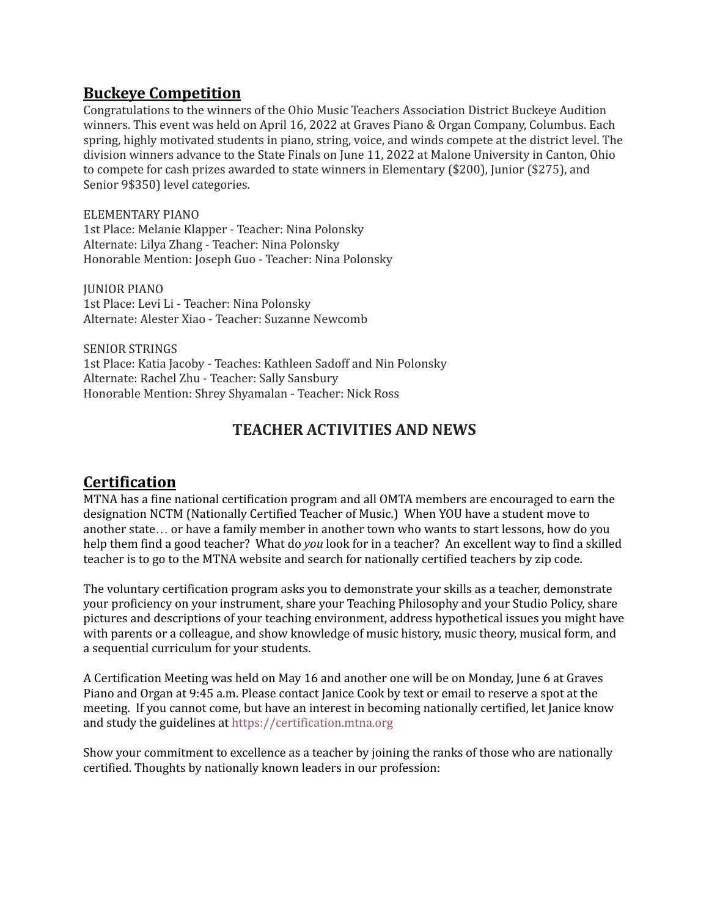## Buckeye Competition

Congratulations to the winners of the Ohio Music Teachers Association District Buckeye Audition winners. This event was held on April 16, 2022 at Graves Piano & Organ Company, Columbus. Each spring, highly motivated students in piano, string, voice, and winds compete at the district level. The division winners advance to the State Finals on June 11, 2022 at Malone University in Canton, Ohio to compete for cash prizes awarded to state winners in Elementary ($200), Junior ($275), and Senior 9$350) level categories.

ELEMENTARY PIANO
1st Place: Melanie Klapper - Teacher: Nina Polonsky
Alternate: Lilya Zhang - Teacher: Nina Polonsky
Honorable Mention: Joseph Guo - Teacher: Nina Polonsky

JUNIOR PIANO
1st Place: Levi Li - Teacher: Nina Polonsky
Alternate: Alester Xiao - Teacher: Suzanne Newcomb

SENIOR STRINGS
1st Place: Katia Jacoby - Teaches: Kathleen Sadoff and Nin Polonsky
Alternate: Rachel Zhu - Teacher: Sally Sansbury
Honorable Mention: Shrey Shyamalan - Teacher: Nick Ross

# TEACHER ACTIVITIES AND NEWS

## Certification

MTNA has a fine national certification program and all OMTA members are encouraged to earn the designation NCTM (Nationally Certified Teacher of Music.) When YOU have a student move to another state… or have a family member in another town who wants to start lessons, how do you help them find a good teacher? What do *you* look for in a teacher? An excellent way to find a skilled teacher is to go to the MTNA website and search for nationally certified teachers by zip code.

The voluntary certification program asks you to demonstrate your skills as a teacher, demonstrate your proficiency on your instrument, share your Teaching Philosophy and your Studio Policy, share pictures and descriptions of your teaching environment, address hypothetical issues you might have with parents or a colleague, and show knowledge of music history, music theory, musical form, and a sequential curriculum for your students.

A Certification Meeting was held on May 16 and another one will be on Monday, June 6 at Graves Piano and Organ at 9:45 a.m. Please contact Janice Cook by text or email to reserve a spot at the meeting. If you cannot come, but have an interest in becoming nationally certified, let Janice know and study the guidelines at https://certification.mtna.org

Show your commitment to excellence as a teacher by joining the ranks of those who are nationally certified. Thoughts by nationally known leaders in our profession: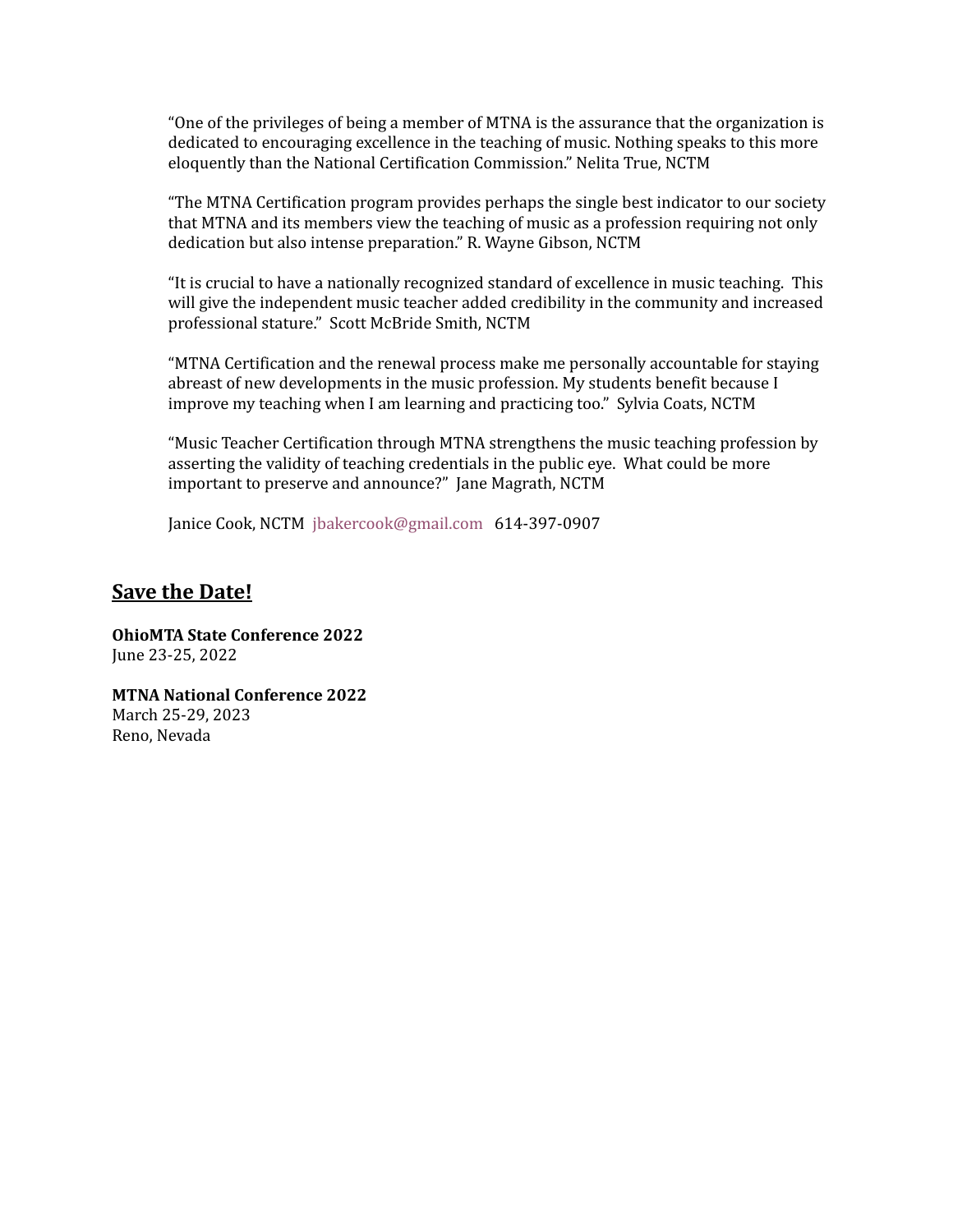"One of the privileges of being a member of MTNA is the assurance that the organization is dedicated to encouraging excellence in the teaching of music. Nothing speaks to this more eloquently than the National Certification Commission." Nelita True, NCTM

"The MTNA Certification program provides perhaps the single best indicator to our society that MTNA and its members view the teaching of music as a profession requiring not only dedication but also intense preparation." R. Wayne Gibson, NCTM

"It is crucial to have a nationally recognized standard of excellence in music teaching. This will give the independent music teacher added credibility in the community and increased professional stature." Scott McBride Smith, NCTM

"MTNA Certification and the renewal process make me personally accountable for staying abreast of new developments in the music profession. My students benefit because I improve my teaching when I am learning and practicing too." Sylvia Coats, NCTM

"Music Teacher Certification through MTNA strengthens the music teaching profession by asserting the validity of teaching credentials in the public eye. What could be more important to preserve and announce?" Jane Magrath, NCTM

Janice Cook, NCTM jbakercook@gmail.com 614-397-0907

## Save the Date!

**OhioMTA State Conference 2022**
June 23-25, 2022

**MTNA National Conference 2022**
March 25-29, 2023
Reno, Nevada